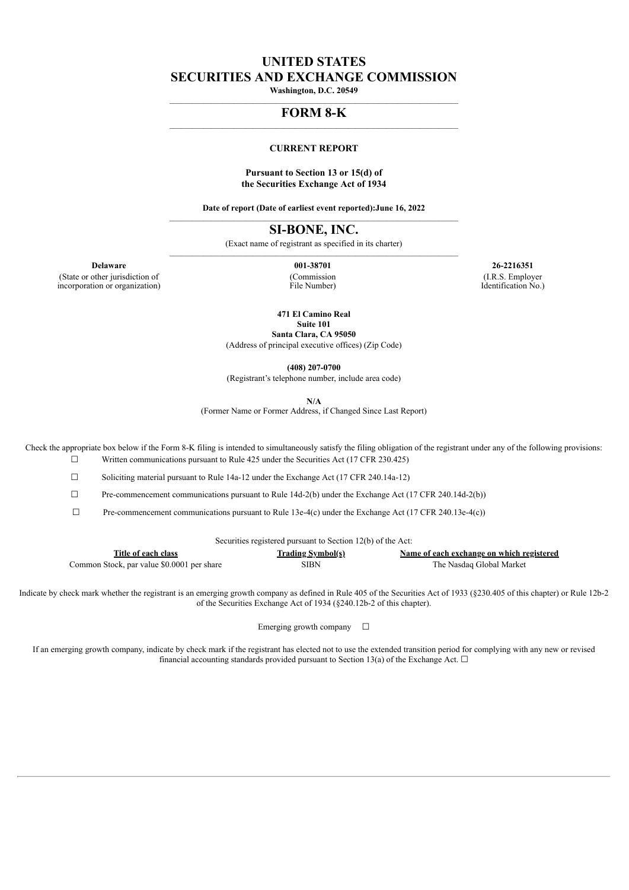# UNITED STATES
# SECURITIES AND EXCHANGE COMMISSION

**Washington, D.C. 20549**

---

## FORM 8-K

---

**CURRENT REPORT**

**Pursuant to Section 13 or 15(d) of
the Securities Exchange Act of 1934**

**Date of report (Date of earliest event reported):June 16, 2022**

---

## SI-BONE, INC.

(Exact name of registrant as specified in its charter)

---

| **Delaware** | **001-38701** | **26-2216351** |
|---|---|---|
| (State or other jurisdiction of incorporation or organization) | (Commission File Number) | (I.R.S. Employer Identification No.) |

**471 El Camino Real
Suite 101
Santa Clara, CA 95050**
(Address of principal executive offices) (Zip Code)

**(408) 207-0700**
(Registrant's telephone number, include area code)

**N/A**
(Former Name or Former Address, if Changed Since Last Report)

Check the appropriate box below if the Form 8-K filing is intended to simultaneously satisfy the filing obligation of the registrant under any of the following provisions:

☐ Written communications pursuant to Rule 425 under the Securities Act (17 CFR 230.425)

☐ Soliciting material pursuant to Rule 14a-12 under the Exchange Act (17 CFR 240.14a-12)

☐ Pre-commencement communications pursuant to Rule 14d-2(b) under the Exchange Act (17 CFR 240.14d-2(b))

☐ Pre-commencement communications pursuant to Rule 13e-4(c) under the Exchange Act (17 CFR 240.13e-4(c))

Securities registered pursuant to Section 12(b) of the Act:

| Title of each class | Trading Symbol(s) | Name of each exchange on which registered |
|---|---|---|
| Common Stock, par value $0.0001 per share | SIBN | The Nasdaq Global Market |

Indicate by check mark whether the registrant is an emerging growth company as defined in Rule 405 of the Securities Act of 1933 (§230.405 of this chapter) or Rule 12b-2 of the Securities Exchange Act of 1934 (§240.12b-2 of this chapter).

Emerging growth company ☐

If an emerging growth company, indicate by check mark if the registrant has elected not to use the extended transition period for complying with any new or revised financial accounting standards provided pursuant to Section 13(a) of the Exchange Act. ☐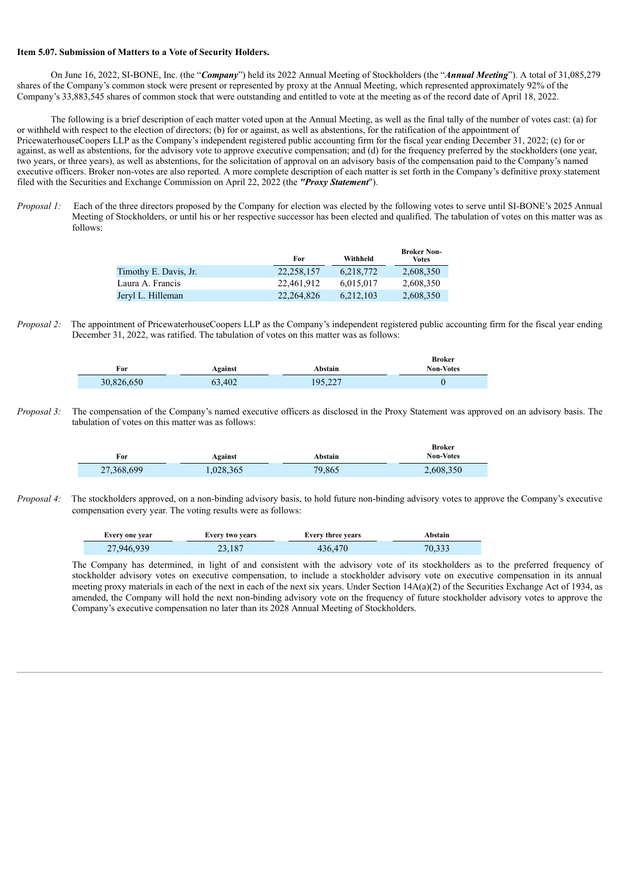**Item 5.07. Submission of Matters to a Vote of Security Holders.**

On June 16, 2022, SI-BONE, Inc. (the "***Company***") held its 2022 Annual Meeting of Stockholders (the "***Annual Meeting***"). A total of 31,085,279 shares of the Company's common stock were present or represented by proxy at the Annual Meeting, which represented approximately 92% of the Company's 33,883,545 shares of common stock that were outstanding and entitled to vote at the meeting as of the record date of April 18, 2022.

The following is a brief description of each matter voted upon at the Annual Meeting, as well as the final tally of the number of votes cast: (a) for or withheld with respect to the election of directors; (b) for or against, as well as abstentions, for the ratification of the appointment of PricewaterhouseCoopers LLP as the Company's independent registered public accounting firm for the fiscal year ending December 31, 2022; (c) for or against, as well as abstentions, for the advisory vote to approve executive compensation; and (d) for the frequency preferred by the stockholders (one year, two years, or three years), as well as abstentions, for the solicitation of approval on an advisory basis of the compensation paid to the Company's named executive officers. Broker non-votes are also reported. A more complete description of each matter is set forth in the Company's definitive proxy statement filed with the Securities and Exchange Commission on April 22, 2022 (the ***"Proxy Statement"***).

*Proposal 1:* Each of the three directors proposed by the Company for election was elected by the following votes to serve until SI-BONE's 2025 Annual Meeting of Stockholders, or until his or her respective successor has been elected and qualified. The tabulation of votes on this matter was as follows:

| | For | Withheld | Broker Non-Votes |
|---|---|---|---|
| Timothy E. Davis, Jr. | 22,258,157 | 6,218,772 | 2,608,350 |
| Laura A. Francis | 22,461,912 | 6,015,017 | 2,608,350 |
| Jeryl L. Hilleman | 22,264,826 | 6,212,103 | 2,608,350 |

*Proposal 2:* The appointment of PricewaterhouseCoopers LLP as the Company's independent registered public accounting firm for the fiscal year ending December 31, 2022, was ratified. The tabulation of votes on this matter was as follows:

| For | Against | Abstain | Broker Non-Votes |
|---|---|---|---|
| 30,826,650 | 63,402 | 195,227 | 0 |

*Proposal 3:* The compensation of the Company's named executive officers as disclosed in the Proxy Statement was approved on an advisory basis. The tabulation of votes on this matter was as follows:

| For | Against | Abstain | Broker Non-Votes |
|---|---|---|---|
| 27,368,699 | 1,028,365 | 79,865 | 2,608,350 |

*Proposal 4:* The stockholders approved, on a non-binding advisory basis, to hold future non-binding advisory votes to approve the Company's executive compensation every year. The voting results were as follows:

| Every one year | Every two years | Every three years | Abstain |
|---|---|---|---|
| 27,946,939 | 23,187 | 436,470 | 70,333 |

The Company has determined, in light of and consistent with the advisory vote of its stockholders as to the preferred frequency of stockholder advisory votes on executive compensation, to include a stockholder advisory vote on executive compensation in its annual meeting proxy materials in each of the next in each of the next six years. Under Section 14A(a)(2) of the Securities Exchange Act of 1934, as amended, the Company will hold the next non-binding advisory vote on the frequency of future stockholder advisory votes to approve the Company's executive compensation no later than its 2028 Annual Meeting of Stockholders.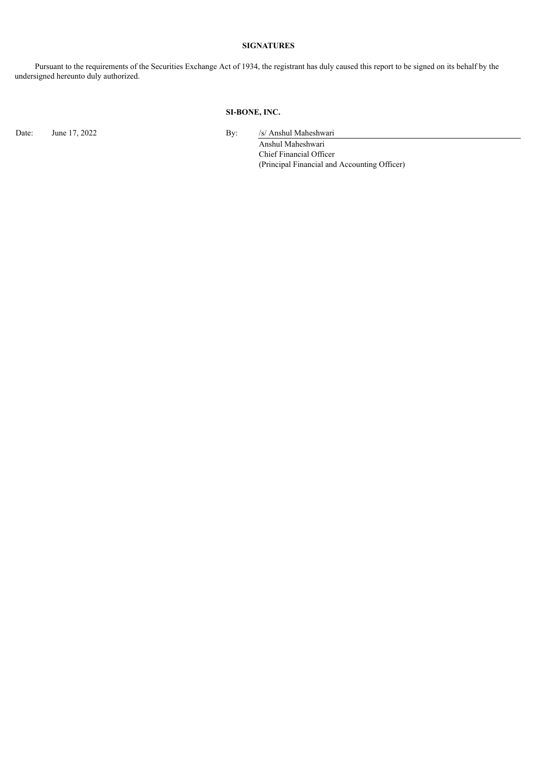**SIGNATURES**

Pursuant to the requirements of the Securities Exchange Act of 1934, the registrant has duly caused this report to be signed on its behalf by the undersigned hereunto duly authorized.

**SI-BONE, INC.**

| | | | |
|---|---|---|---|
| Date: | June 17, 2022 | By: | /s/ Anshul Maheshwari |
| | | | Anshul Maheshwari |
| | | | Chief Financial Officer |
| | | | (Principal Financial and Accounting Officer) |